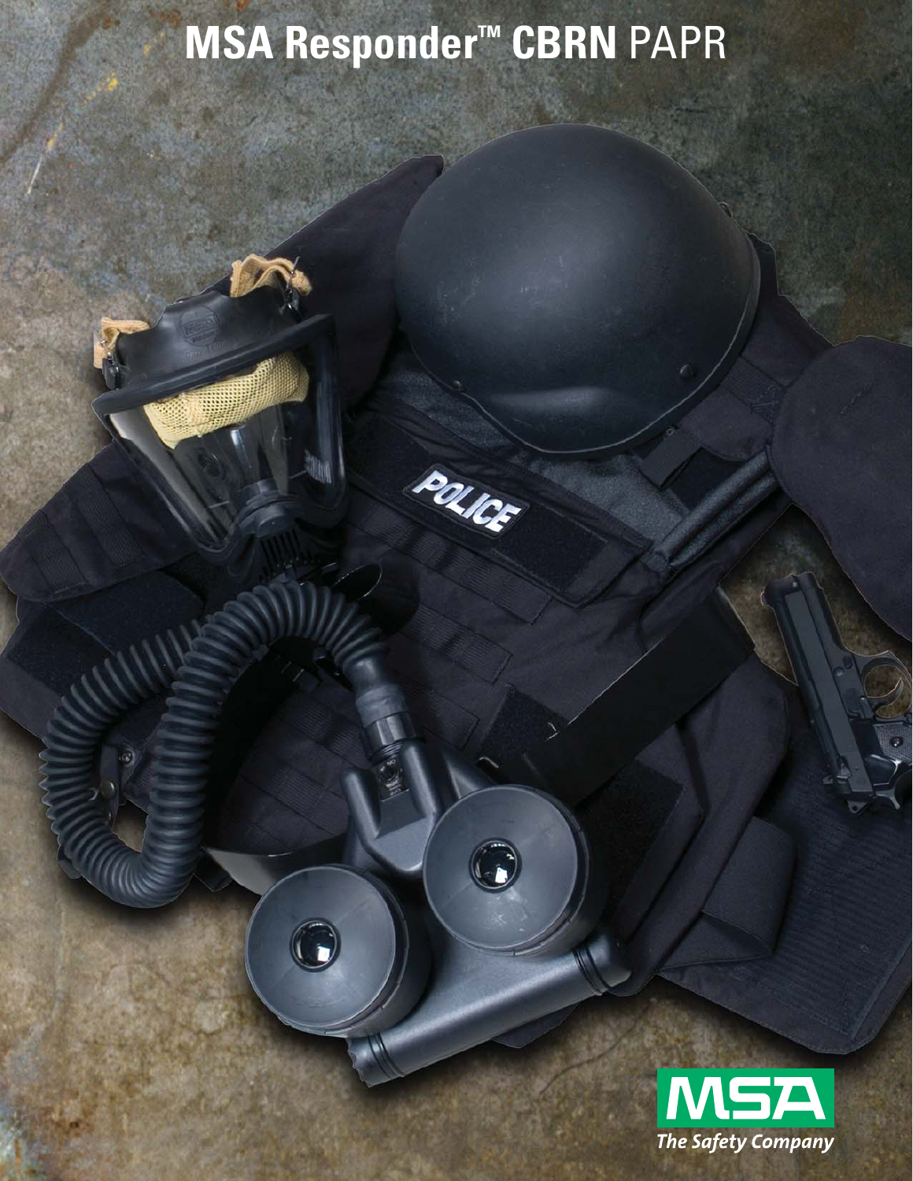# MSA Responder™ CBRN PAPR

MSA
*The Safety Company*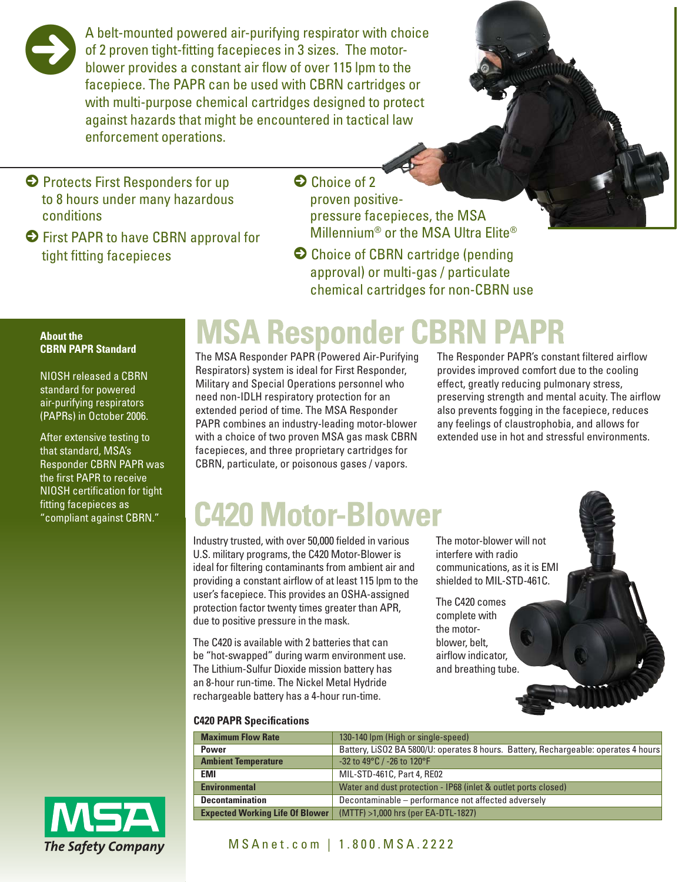A belt-mounted powered air-purifying respirator with choice of 2 proven tight-fitting facepieces in 3 sizes. The motor-blower provides a constant air flow of over 115 lpm to the facepiece. The PAPR can be used with CBRN cartridges or with multi-purpose chemical cartridges designed to protect against hazards that might be encountered in tactical law enforcement operations.

- Protects First Responders for up to 8 hours under many hazardous conditions
- First PAPR to have CBRN approval for tight fitting facepieces
- Choice of 2 proven positive-pressure facepieces, the MSA Millennium® or the MSA Ultra Elite®
- Choice of CBRN cartridge (pending approval) or multi-gas / particulate chemical cartridges for non-CBRN use

**About the CBRN PAPR Standard**

NIOSH released a CBRN standard for powered air-purifying respirators (PAPRs) in October 2006.

After extensive testing to that standard, MSA's Responder CBRN PAPR was the first PAPR to receive NIOSH certification for tight fitting facepieces as "compliant against CBRN."

# MSA Responder CBRN PAPR

The MSA Responder PAPR (Powered Air-Purifying Respirators) system is ideal for First Responder, Military and Special Operations personnel who need non-IDLH respiratory protection for an extended period of time. The MSA Responder PAPR combines an industry-leading motor-blower with a choice of two proven MSA gas mask CBRN facepieces, and three proprietary cartridges for CBRN, particulate, or poisonous gases / vapors.

The Responder PAPR's constant filtered airflow provides improved comfort due to the cooling effect, greatly reducing pulmonary stress, preserving strength and mental acuity. The airflow also prevents fogging in the facepiece, reduces any feelings of claustrophobia, and allows for extended use in hot and stressful environments.

# C420 Motor-Blower

Industry trusted, with over 50,000 fielded in various U.S. military programs, the C420 Motor-Blower is ideal for filtering contaminants from ambient air and providing a constant airflow of at least 115 lpm to the user's facepiece. This provides an OSHA-assigned protection factor twenty times greater than APR, due to positive pressure in the mask.

The C420 is available with 2 batteries that can be "hot-swapped" during warm environment use. The Lithium-Sulfur Dioxide mission battery has an 8-hour run-time. The Nickel Metal Hydride rechargeable battery has a 4-hour run-time.

The motor-blower will not interfere with radio communications, as it is EMI shielded to MIL-STD-461C.

The C420 comes complete with the motor-blower, belt, airflow indicator, and breathing tube.

**C420 PAPR Specifications**

| | |
|---|---|
| **Maximum Flow Rate** | 130-140 lpm (High or single-speed) |
| **Power** | Battery, LiSO2 BA 5800/U: operates 8 hours. Battery, Rechargeable: operates 4 hours |
| **Ambient Temperature** | -32 to 49°C / -26 to 120°F |
| **EMI** | MIL-STD-461C, Part 4, RE02 |
| **Environmental** | Water and dust protection - IP68 (inlet & outlet ports closed) |
| **Decontamination** | Decontaminable – performance not affected adversely |
| **Expected Working Life Of Blower** | (MTTF) >1,000 hrs (per EA-DTL-1827) |

MSA The Safety Company

MSAnet.com | 1.800.MSA.2222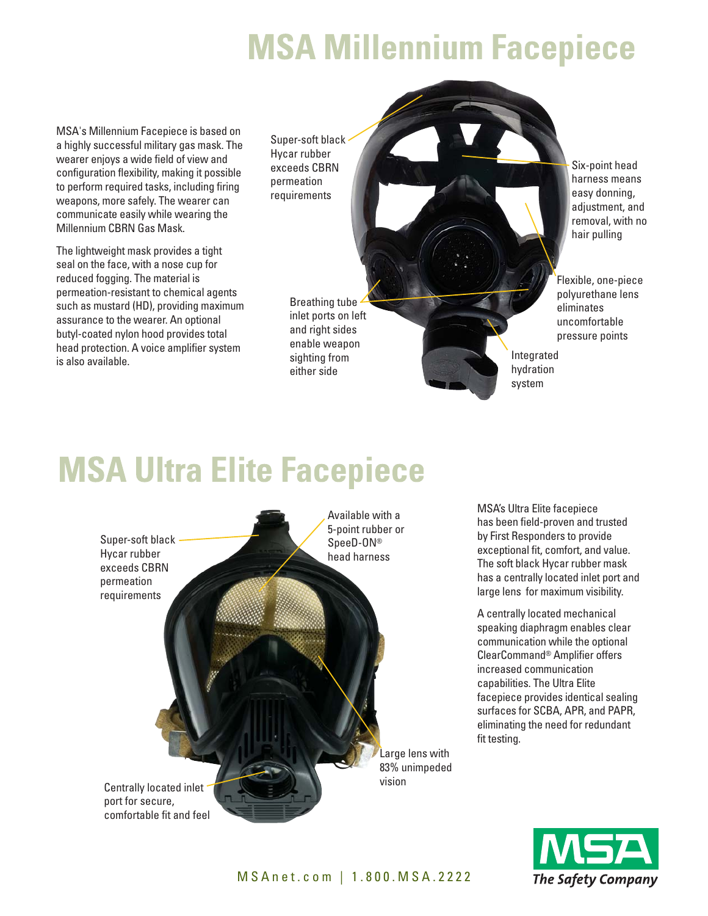# MSA Millennium Facepiece

MSA's Millennium Facepiece is based on a highly successful military gas mask. The wearer enjoys a wide field of view and configuration flexibility, making it possible to perform required tasks, including firing weapons, more safely. The wearer can communicate easily while wearing the Millennium CBRN Gas Mask.

The lightweight mask provides a tight seal on the face, with a nose cup for reduced fogging. The material is permeation-resistant to chemical agents such as mustard (HD), providing maximum assurance to the wearer. An optional butyl-coated nylon hood provides total head protection. A voice amplifier system is also available.

Super-soft black Hycar rubber exceeds CBRN permeation requirements

Six-point head harness means easy donning, adjustment, and removal, with no hair pulling

Breathing tube inlet ports on left and right sides enable weapon sighting from either side

Flexible, one-piece polyurethane lens eliminates uncomfortable pressure points

Integrated hydration system

# MSA Ultra Elite Facepiece

Super-soft black Hycar rubber exceeds CBRN permeation requirements

Available with a 5-point rubber or SpeeD-ON® head harness

Large lens with 83% unimpeded vision

Centrally located inlet port for secure, comfortable fit and feel

MSA's Ultra Elite facepiece has been field-proven and trusted by First Responders to provide exceptional fit, comfort, and value. The soft black Hycar rubber mask has a centrally located inlet port and large lens for maximum visibility.

A centrally located mechanical speaking diaphragm enables clear communication while the optional ClearCommand® Amplifier offers increased communication capabilities. The Ultra Elite facepiece provides identical sealing surfaces for SCBA, APR, and PAPR, eliminating the need for redundant fit testing.

MSAnet.com | 1.800.MSA.2222

MSA The Safety Company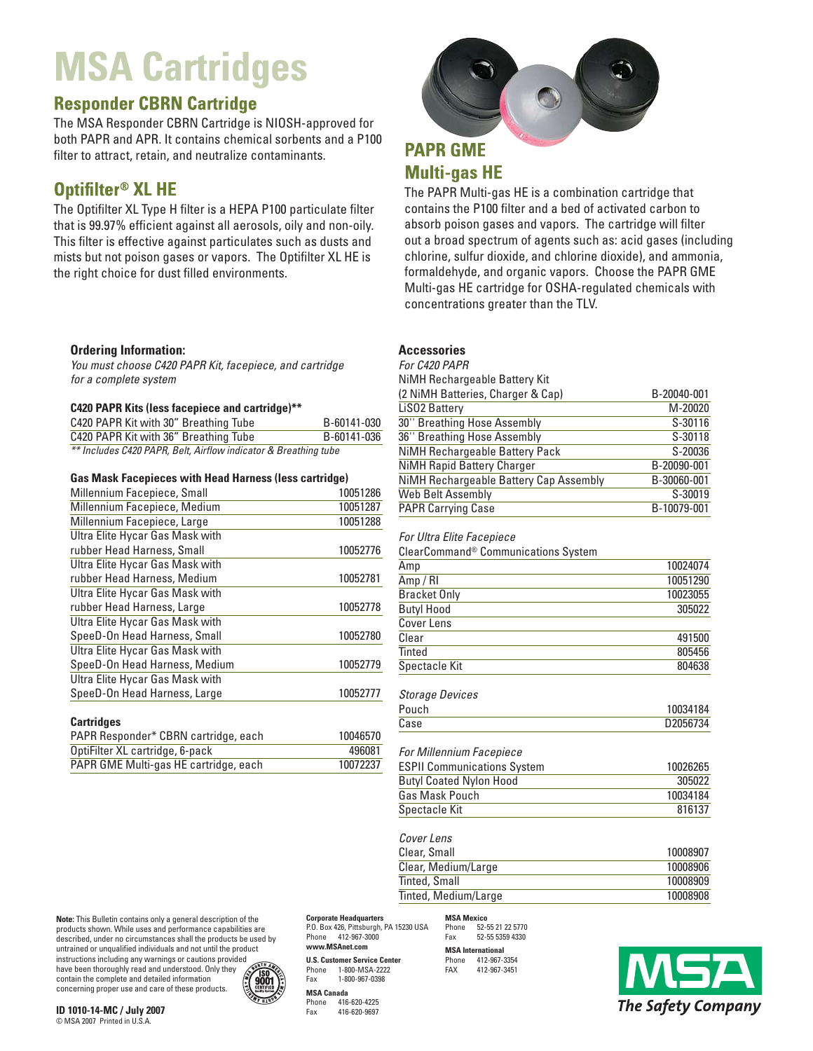# MSA Cartridges

## Responder CBRN Cartridge

The MSA Responder CBRN Cartridge is NIOSH-approved for both PAPR and APR. It contains chemical sorbents and a P100 filter to attract, retain, and neutralize contaminants.

## Optifilter® XL HE

The Optifilter XL Type H filter is a HEPA P100 particulate filter that is 99.97% efficient against all aerosols, oily and non-oily. This filter is effective against particulates such as dusts and mists but not poison gases or vapors. The Optifilter XL HE is the right choice for dust filled environments.

## PAPR GME Multi-gas HE

The PAPR Multi-gas HE is a combination cartridge that contains the P100 filter and a bed of activated carbon to absorb poison gases and vapors. The cartridge will filter out a broad spectrum of agents such as: acid gases (including chlorine, sulfur dioxide, and chlorine dioxide), and ammonia, formaldehyde, and organic vapors. Choose the PAPR GME Multi-gas HE cartridge for OSHA-regulated chemicals with concentrations greater than the TLV.

### Ordering Information:

*You must choose C420 PAPR Kit, facepiece, and cartridge for a complete system*

**C420 PAPR Kits (less facepiece and cartridge)****

| | |
|---|---|
| C420 PAPR Kit with 30" Breathing Tube | B-60141-030 |
| C420 PAPR Kit with 36" Breathing Tube | B-60141-036 |

*** Includes C420 PAPR, Belt, Airflow indicator & Breathing tube*

**Gas Mask Facepieces with Head Harness (less cartridge)**

| | |
|---|---|
| Millennium Facepiece, Small | 10051286 |
| Millennium Facepiece, Medium | 10051287 |
| Millennium Facepiece, Large | 10051288 |
| Ultra Elite Hycar Gas Mask with rubber Head Harness, Small | 10052776 |
| Ultra Elite Hycar Gas Mask with rubber Head Harness, Medium | 10052781 |
| Ultra Elite Hycar Gas Mask with rubber Head Harness, Large | 10052778 |
| Ultra Elite Hycar Gas Mask with SpeeD-On Head Harness, Small | 10052780 |
| Ultra Elite Hycar Gas Mask with SpeeD-On Head Harness, Medium | 10052779 |
| Ultra Elite Hycar Gas Mask with SpeeD-On Head Harness, Large | 10052777 |

**Cartridges**

| | |
|---|---|
| PAPR Responder* CBRN cartridge, each | 10046570 |
| OptiFilter XL cartridge, 6-pack | 496081 |
| PAPR GME Multi-gas HE cartridge, each | 10072237 |

### Accessories

*For C420 PAPR*

| | |
|---|---|
| NiMH Rechargeable Battery Kit (2 NiMH Batteries, Charger & Cap) | B-20040-001 |
| LiSO2 Battery | M-20020 |
| 30" Breathing Hose Assembly | S-30116 |
| 36" Breathing Hose Assembly | S-30118 |
| NiMH Rechargeable Battery Pack | S-20036 |
| NiMH Rapid Battery Charger | B-20090-001 |
| NiMH Rechargeable Battery Cap Assembly | B-30060-001 |
| Web Belt Assembly | S-30019 |
| PAPR Carrying Case | B-10079-001 |

*For Ultra Elite Facepiece*

ClearCommand® Communications System

| | |
|---|---|
| Amp | 10024074 |
| Amp / RI | 10051290 |
| Bracket Only | 10023055 |
| Butyl Hood | 305022 |
| Cover Lens | |
| Clear | 491500 |
| Tinted | 805456 |
| Spectacle Kit | 804638 |

*Storage Devices*

| | |
|---|---|
| Pouch | 10034184 |
| Case | D2056734 |

*For Millennium Facepiece*

| | |
|---|---|
| ESPII Communications System | 10026265 |
| Butyl Coated Nylon Hood | 305022 |
| Gas Mask Pouch | 10034184 |
| Spectacle Kit | 816137 |

*Cover Lens*

| | |
|---|---|
| Clear, Small | 10008907 |
| Clear, Medium/Large | 10008906 |
| Tinted, Small | 10008909 |
| Tinted, Medium/Large | 10008908 |

**Note:** This Bulletin contains only a general description of the products shown. While uses and performance capabilities are described, under no circumstances shall the products be used by untrained or unqualified individuals and not until the product instructions including any warnings or cautions provided have been thoroughly read and understood. Only they contain the complete and detailed information concerning proper use and care of these products.

**ID 1010-14-MC / July 2007**
© MSA 2007 Printed in U.S.A.

**Corporate Headquarters**
P.O. Box 426, Pittsburgh, PA 15230 USA
Phone 412-967-3000
**www.MSAnet.com**

**U.S. Customer Service Center**
Phone 1-800-MSA-2222
Fax 1-800-967-0398

**MSA Canada**
Phone 416-620-4225
Fax 416-620-9697

**MSA Mexico**
Phone 52-55 21 22 5770
Fax 52-55 5359 4330

**MSA International**
Phone 412-967-3354
FAX 412-967-3451

MSA *The Safety Company*